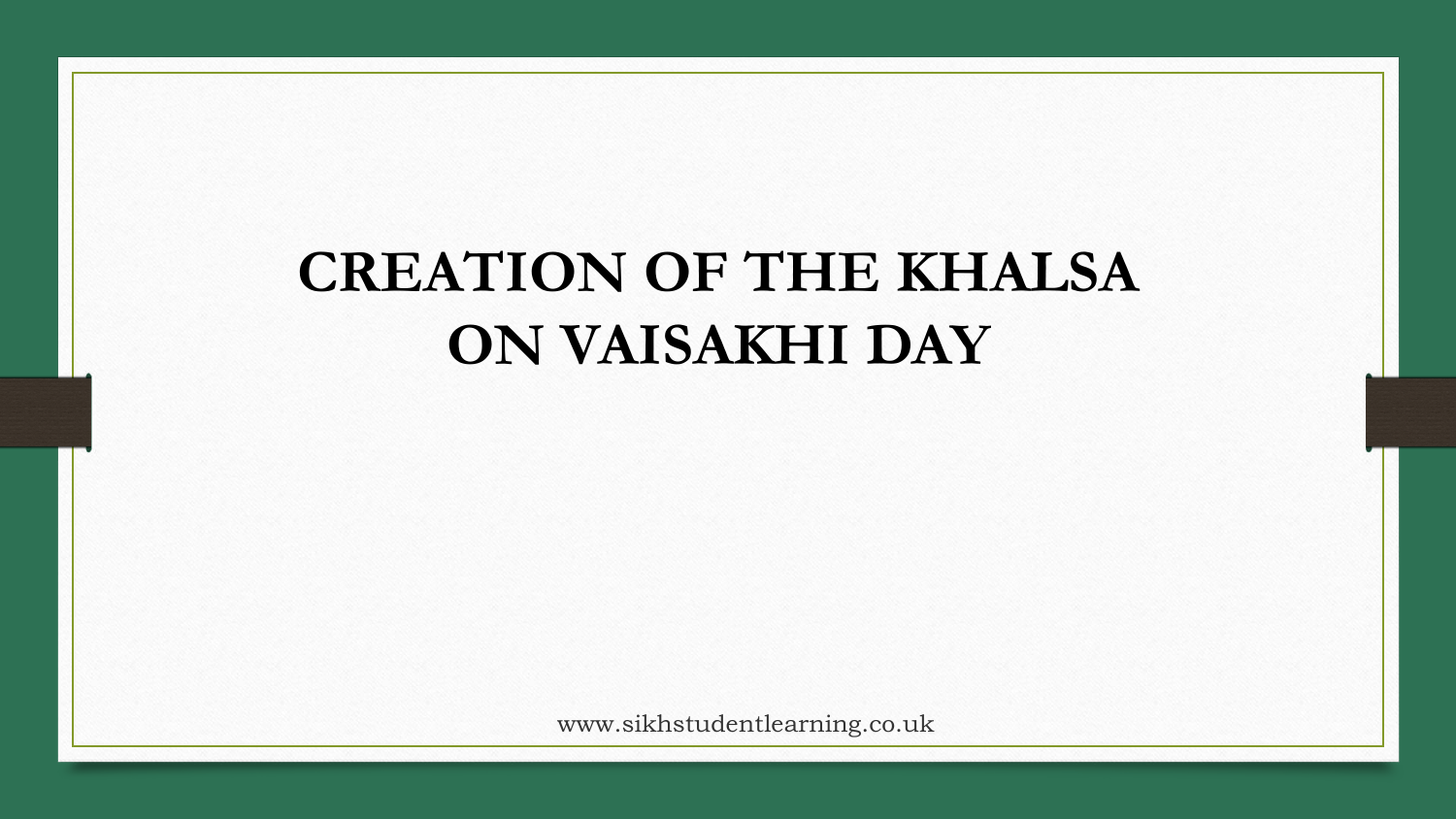# CREATION OF THE KHALSA ON VAISAKHI DAY

www.sikhstudentlearning.co.uk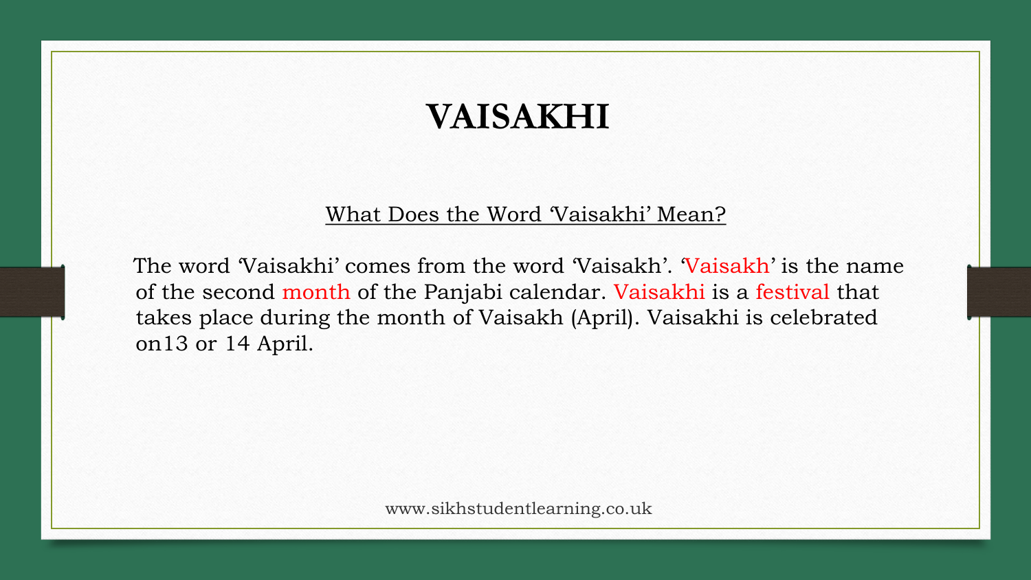# VAISAKHI

What Does the Word 'Vaisakhi' Mean?

The word 'Vaisakhi' comes from the word 'Vaisakh'. 'Vaisakh' is the name of the second month of the Panjabi calendar. Vaisakhi is a festival that takes place during the month of Vaisakh (April). Vaisakhi is celebrated on13 or 14 April.

www.sikhstudentlearning.co.uk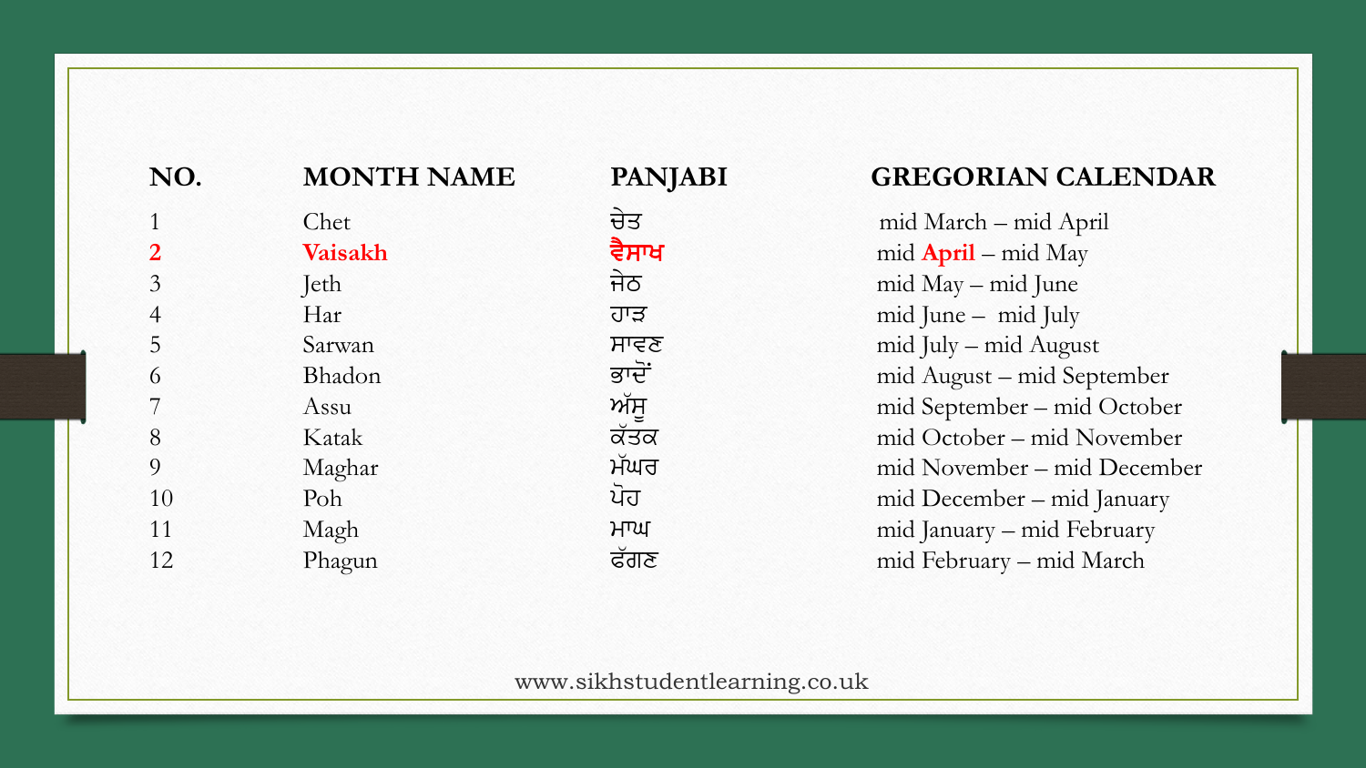| NO. | MONTH NAME | PANJABI | GREGORIAN CALENDAR |
|---|---|---|---|
| 1 | Chet | ਚੇਤ | mid March – mid April |
| **2** | **Vaisakh** | **ਵੈਸਾਖ** | mid **April** – mid May |
| 3 | Jeth | ਜੇਠ | mid May – mid June |
| 4 | Har | ਹਾੜ | mid June – mid July |
| 5 | Sarwan | ਸਾਵਣ | mid July – mid August |
| 6 | Bhadon | ਭਾਦੋਂ | mid August – mid September |
| 7 | Assu | ਅੱਸੂ | mid September – mid October |
| 8 | Katak | ਕੱਤਕ | mid October – mid November |
| 9 | Maghar | ਮੱਘਰ | mid November – mid December |
| 10 | Poh | ਪੋਹ | mid December – mid January |
| 11 | Magh | ਮਾਘ | mid January – mid February |
| 12 | Phagun | ਫੱਗਣ | mid February – mid March |

www.sikhstudentlearning.co.uk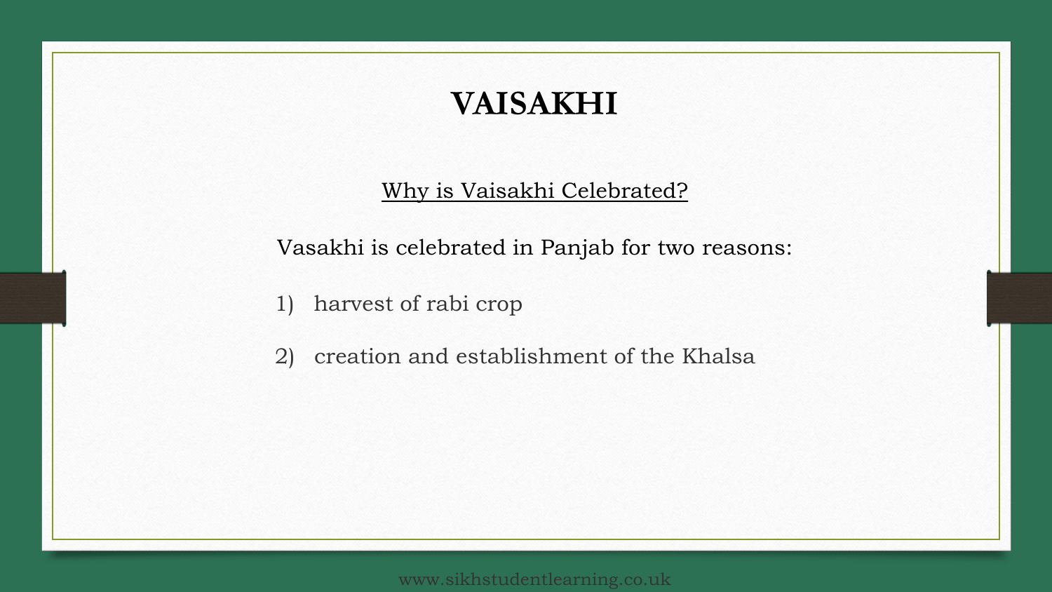# VAISAKHI

## Why is Vaisakhi Celebrated?

Vasakhi is celebrated in Panjab for two reasons:

1) harvest of rabi crop
2) creation and establishment of the Khalsa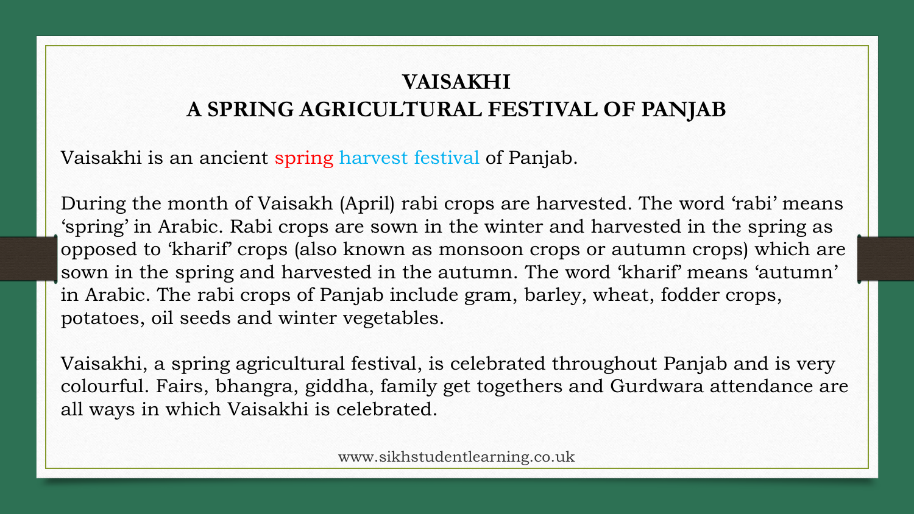# VAISAKHI
# A SPRING AGRICULTURAL FESTIVAL OF PANJAB

Vaisakhi is an ancient spring harvest festival of Panjab.

During the month of Vaisakh (April) rabi crops are harvested. The word 'rabi' means 'spring' in Arabic. Rabi crops are sown in the winter and harvested in the spring as opposed to 'kharif' crops (also known as monsoon crops or autumn crops) which are sown in the spring and harvested in the autumn. The word 'kharif' means 'autumn' in Arabic. The rabi crops of Panjab include gram, barley, wheat, fodder crops, potatoes, oil seeds and winter vegetables.

Vaisakhi, a spring agricultural festival, is celebrated throughout Panjab and is very colourful. Fairs, bhangra, giddha, family get togethers and Gurdwara attendance are all ways in which Vaisakhi is celebrated.

www.sikhstudentlearning.co.uk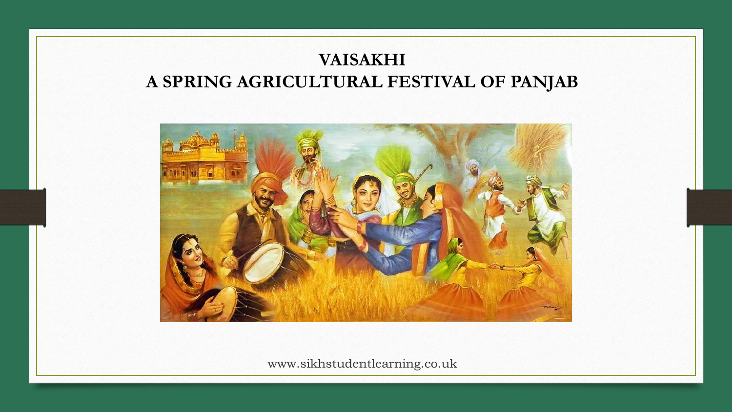# VAISAKHI
# A SPRING AGRICULTURAL FESTIVAL OF PANJAB

www.sikhstudentlearning.co.uk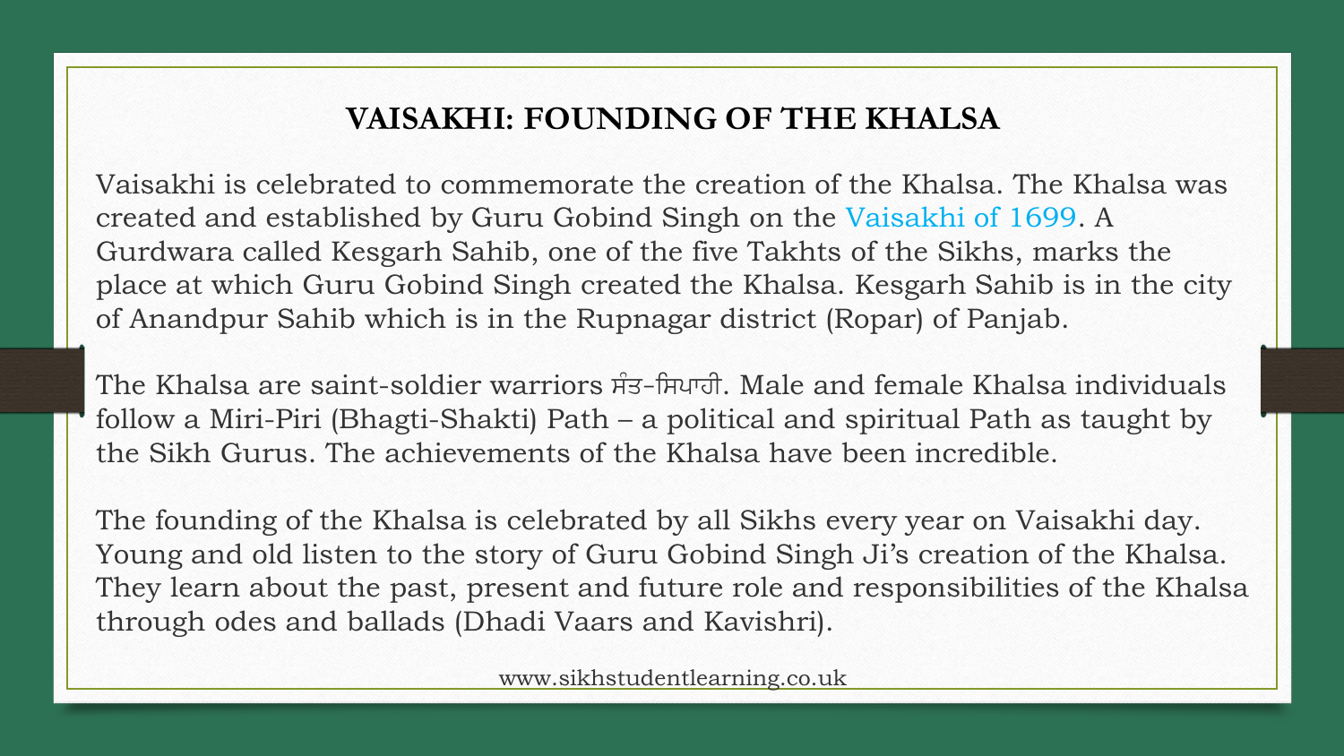# VAISAKHI: FOUNDING OF THE KHALSA

Vaisakhi is celebrated to commemorate the creation of the Khalsa. The Khalsa was created and established by Guru Gobind Singh on the Vaisakhi of 1699. A Gurdwara called Kesgarh Sahib, one of the five Takhts of the Sikhs, marks the place at which Guru Gobind Singh created the Khalsa. Kesgarh Sahib is in the city of Anandpur Sahib which is in the Rupnagar district (Ropar) of Panjab.

The Khalsa are saint-soldier warriors ਸੰਤ-ਸਿਪਾਹੀ. Male and female Khalsa individuals follow a Miri-Piri (Bhagti-Shakti) Path – a political and spiritual Path as taught by the Sikh Gurus. The achievements of the Khalsa have been incredible.

The founding of the Khalsa is celebrated by all Sikhs every year on Vaisakhi day. Young and old listen to the story of Guru Gobind Singh Ji's creation of the Khalsa. They learn about the past, present and future role and responsibilities of the Khalsa through odes and ballads (Dhadi Vaars and Kavishri).

www.sikhstudentlearning.co.uk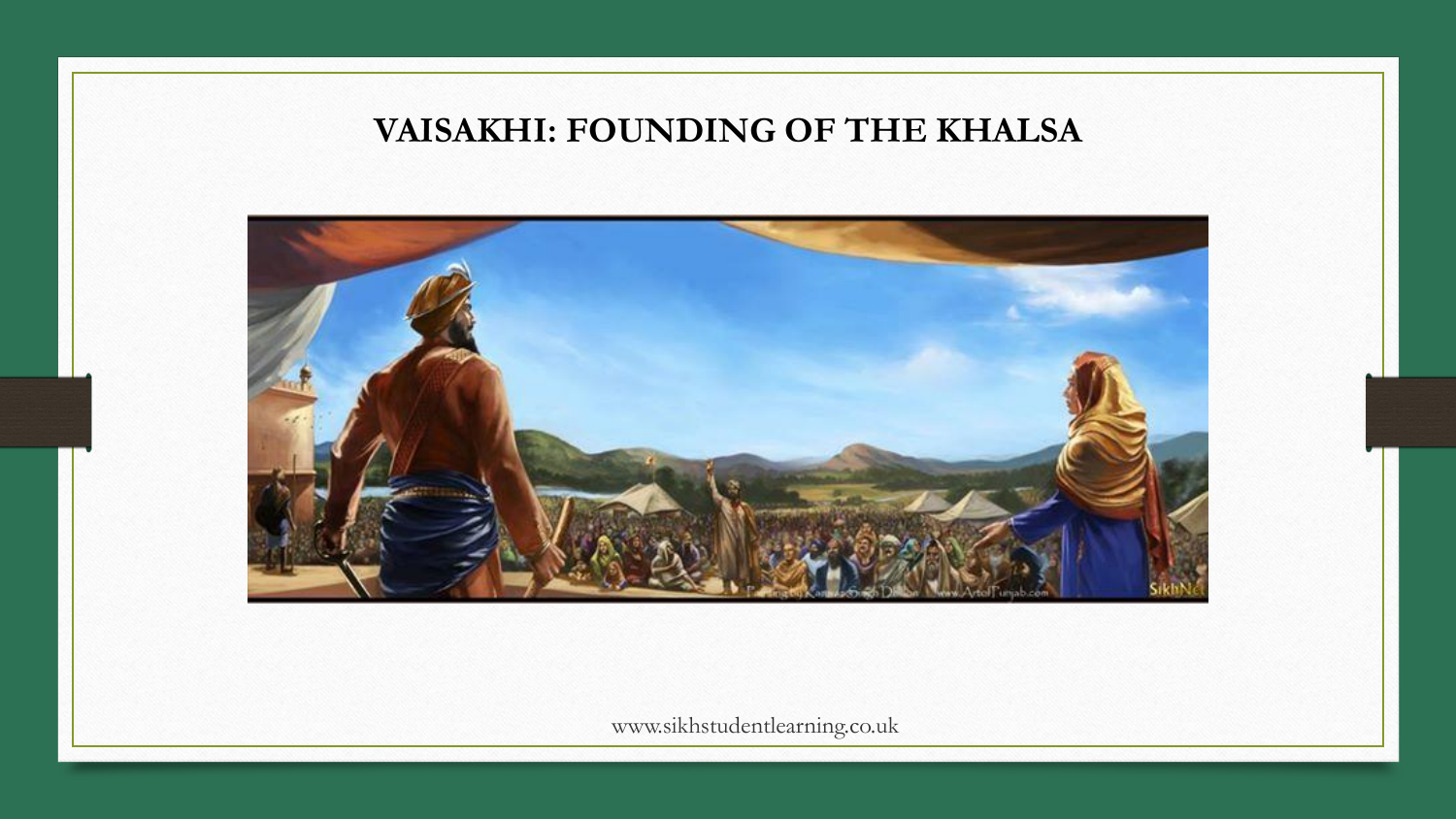# VAISAKHI: FOUNDING OF THE KHALSA

www.sikhstudentlearning.co.uk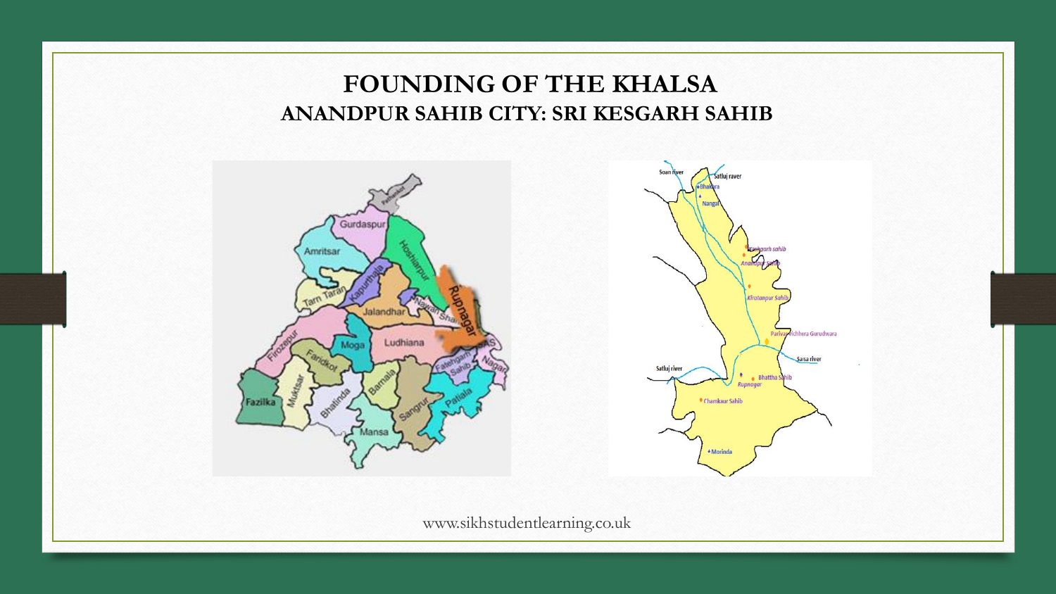# FOUNDING OF THE KHALSA

## ANANDPUR SAHIB CITY: SRI KESGARH SAHIB

www.sikhstudentlearning.co.uk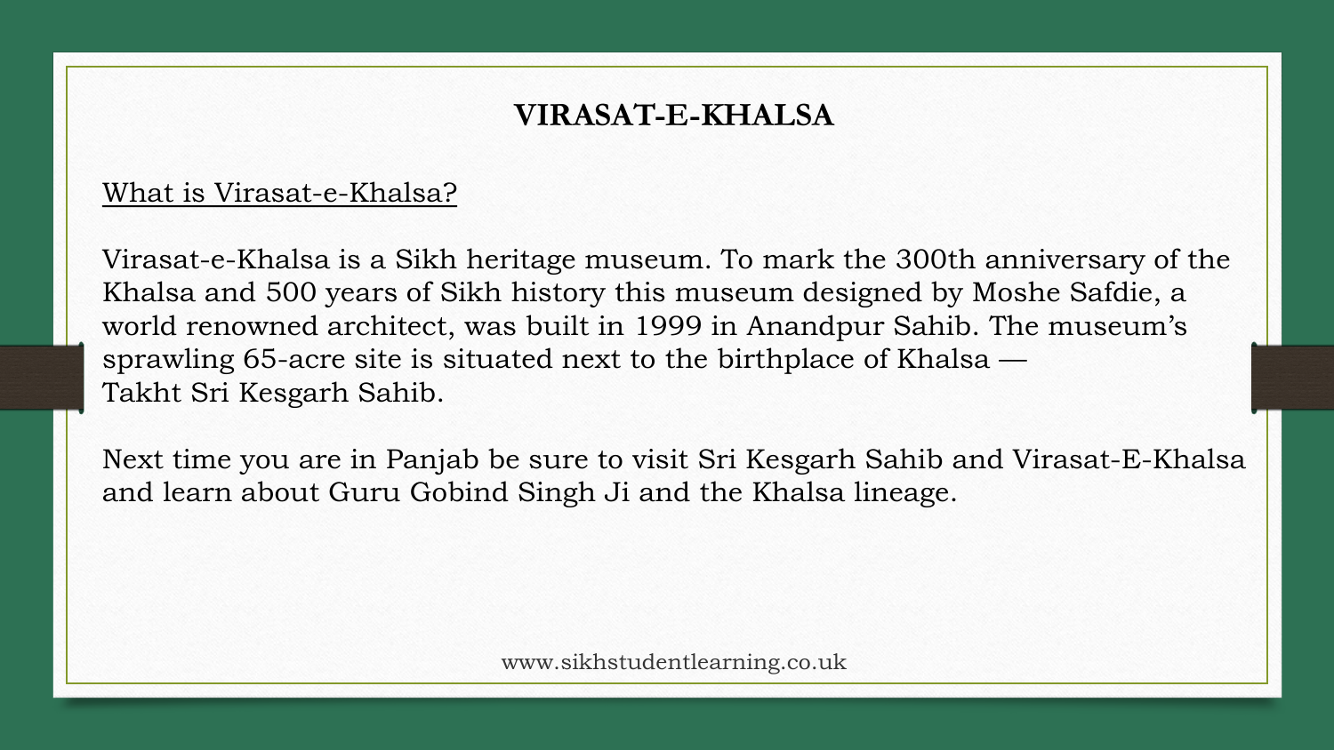# VIRASAT-E-KHALSA

What is Virasat-e-Khalsa?

Virasat-e-Khalsa is a Sikh heritage museum. To mark the 300th anniversary of the Khalsa and 500 years of Sikh history this museum designed by Moshe Safdie, a world renowned architect, was built in 1999 in Anandpur Sahib. The museum's sprawling 65-acre site is situated next to the birthplace of Khalsa — Takht Sri Kesgarh Sahib.

Next time you are in Panjab be sure to visit Sri Kesgarh Sahib and Virasat-E-Khalsa and learn about Guru Gobind Singh Ji and the Khalsa lineage.

www.sikhstudentlearning.co.uk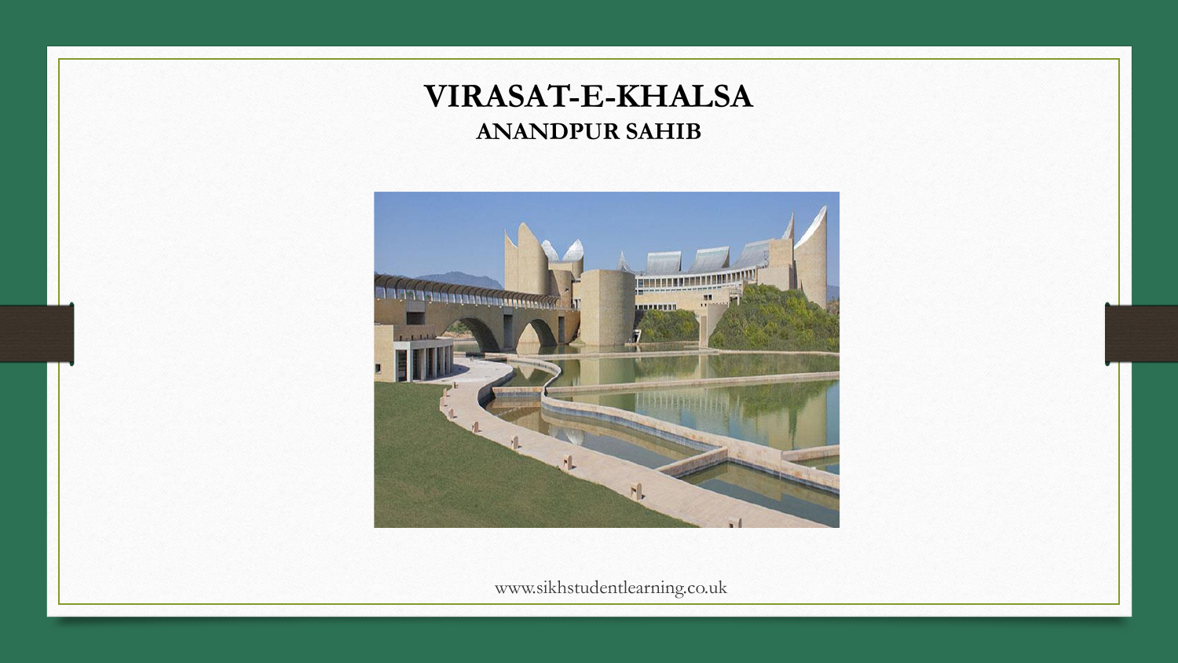# VIRASAT-E-KHALSA

## ANANDPUR SAHIB

www.sikhstudentlearning.co.uk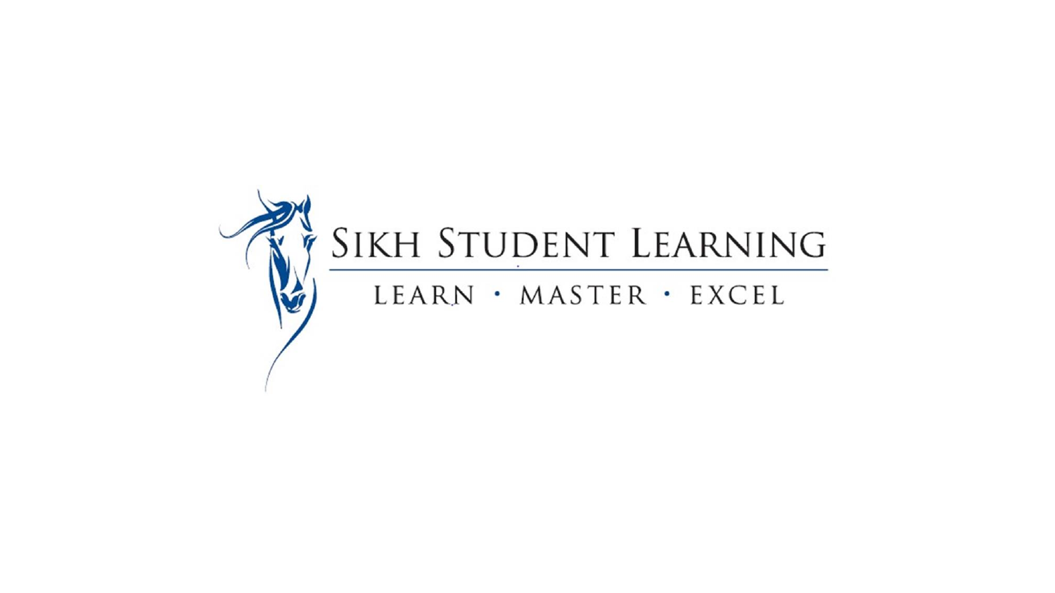SIKH STUDENT LEARNING

LEARN • MASTER • EXCEL